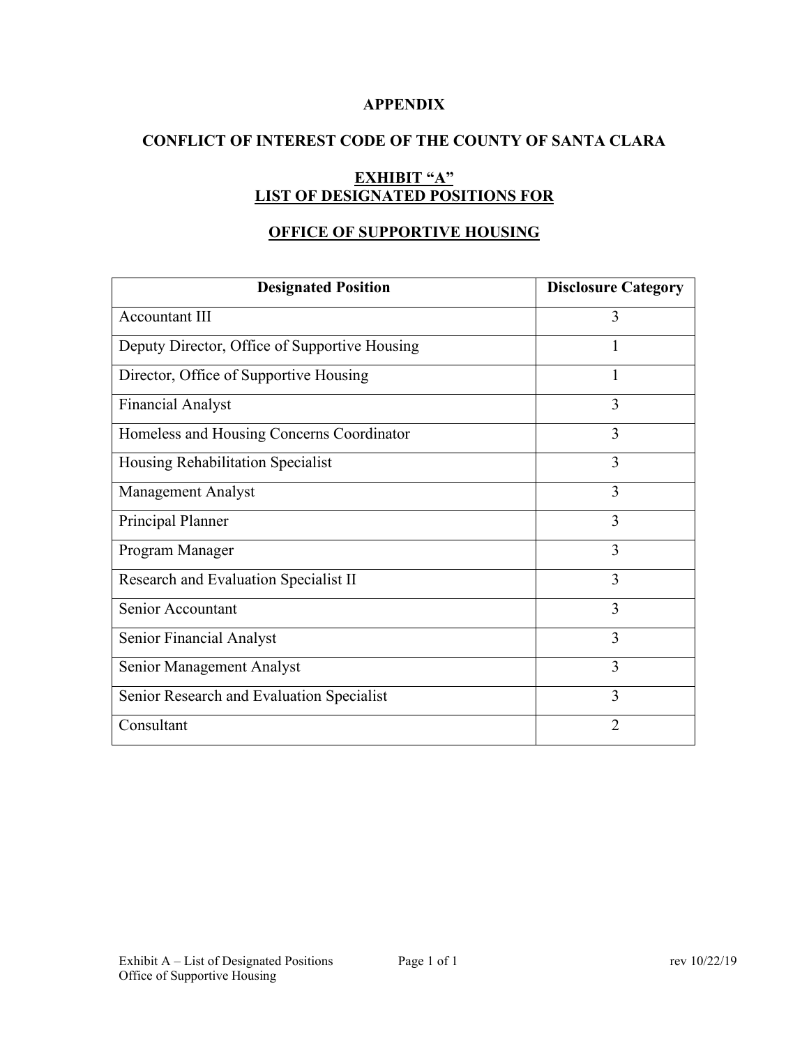**APPENDIX**

**CONFLICT OF INTEREST CODE OF THE COUNTY OF SANTA CLARA**

**EXHIBIT "A"**
**LIST OF DESIGNATED POSITIONS FOR**

**OFFICE OF SUPPORTIVE HOUSING**

| Designated Position | Disclosure Category |
|---|---|
| Accountant III | 3 |
| Deputy Director, Office of Supportive Housing | 1 |
| Director, Office of Supportive Housing | 1 |
| Financial Analyst | 3 |
| Homeless and Housing Concerns Coordinator | 3 |
| Housing Rehabilitation Specialist | 3 |
| Management Analyst | 3 |
| Principal Planner | 3 |
| Program Manager | 3 |
| Research and Evaluation Specialist II | 3 |
| Senior Accountant | 3 |
| Senior Financial Analyst | 3 |
| Senior Management Analyst | 3 |
| Senior Research and Evaluation Specialist | 3 |
| Consultant | 2 |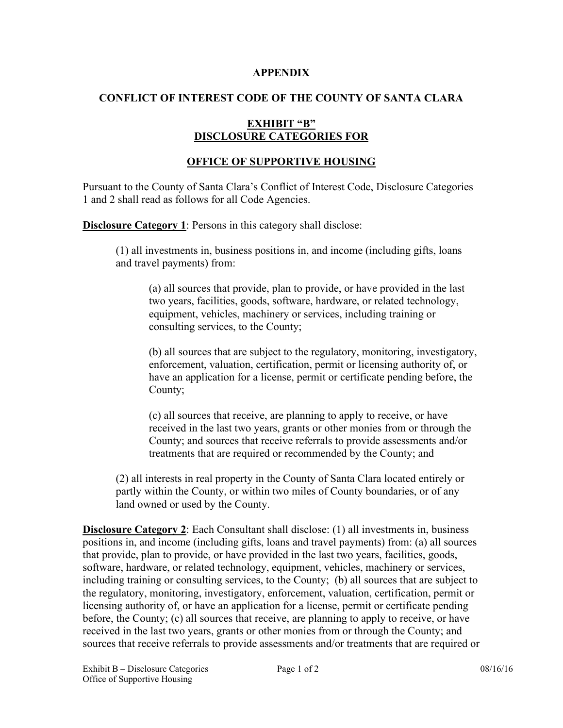**APPENDIX**

**CONFLICT OF INTEREST CODE OF THE COUNTY OF SANTA CLARA**

**EXHIBIT "B"**
**DISCLOSURE CATEGORIES FOR**

**OFFICE OF SUPPORTIVE HOUSING**

Pursuant to the County of Santa Clara's Conflict of Interest Code, Disclosure Categories 1 and 2 shall read as follows for all Code Agencies.

**Disclosure Category 1**: Persons in this category shall disclose:

(1) all investments in, business positions in, and income (including gifts, loans and travel payments) from:

(a) all sources that provide, plan to provide, or have provided in the last two years, facilities, goods, software, hardware, or related technology, equipment, vehicles, machinery or services, including training or consulting services, to the County;

(b) all sources that are subject to the regulatory, monitoring, investigatory, enforcement, valuation, certification, permit or licensing authority of, or have an application for a license, permit or certificate pending before, the County;

(c) all sources that receive, are planning to apply to receive, or have received in the last two years, grants or other monies from or through the County; and sources that receive referrals to provide assessments and/or treatments that are required or recommended by the County; and

(2) all interests in real property in the County of Santa Clara located entirely or partly within the County, or within two miles of County boundaries, or of any land owned or used by the County.

**Disclosure Category 2**: Each Consultant shall disclose: (1) all investments in, business positions in, and income (including gifts, loans and travel payments) from: (a) all sources that provide, plan to provide, or have provided in the last two years, facilities, goods, software, hardware, or related technology, equipment, vehicles, machinery or services, including training or consulting services, to the County; (b) all sources that are subject to the regulatory, monitoring, investigatory, enforcement, valuation, certification, permit or licensing authority of, or have an application for a license, permit or certificate pending before, the County; (c) all sources that receive, are planning to apply to receive, or have received in the last two years, grants or other monies from or through the County; and sources that receive referrals to provide assessments and/or treatments that are required or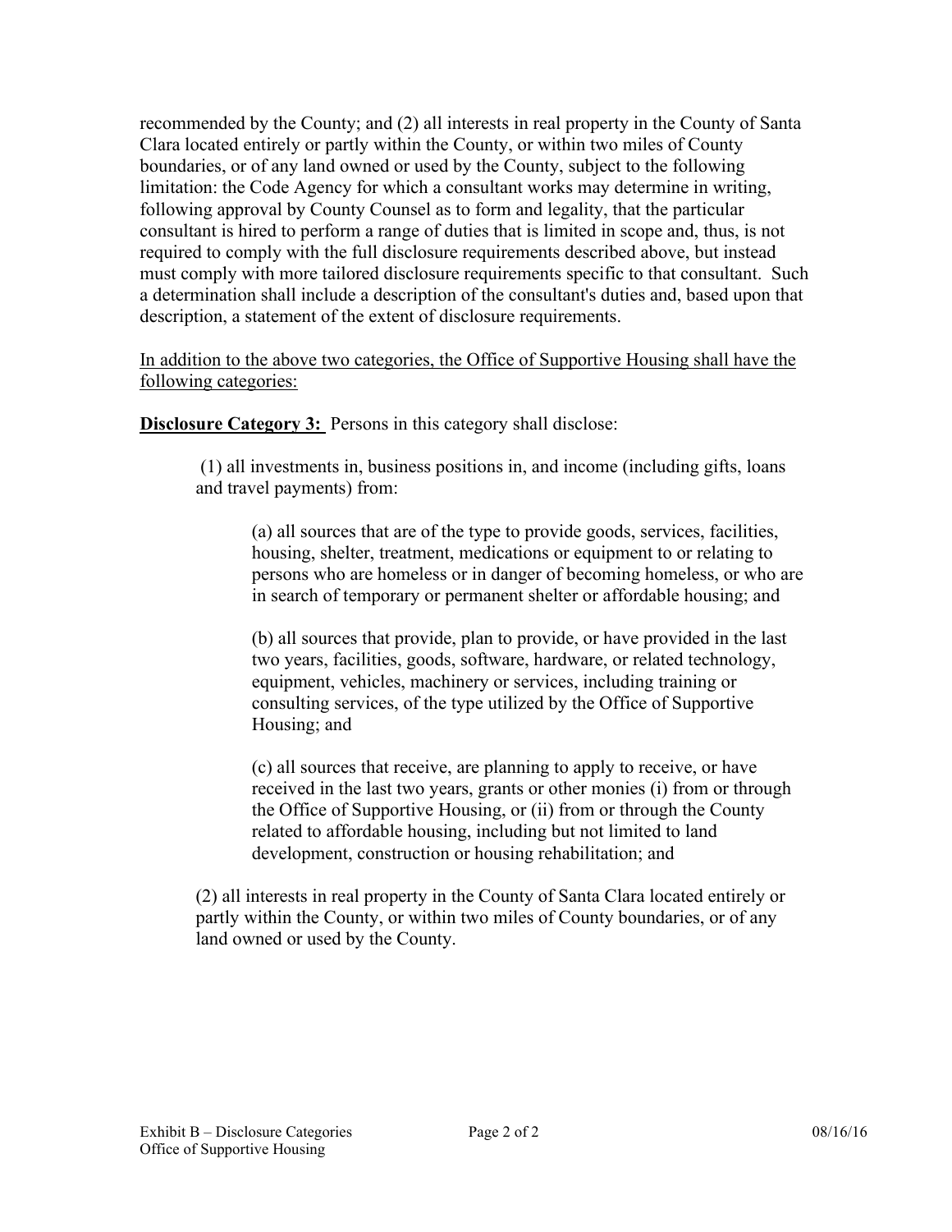recommended by the County; and (2) all interests in real property in the County of Santa Clara located entirely or partly within the County, or within two miles of County boundaries, or of any land owned or used by the County, subject to the following limitation: the Code Agency for which a consultant works may determine in writing, following approval by County Counsel as to form and legality, that the particular consultant is hired to perform a range of duties that is limited in scope and, thus, is not required to comply with the full disclosure requirements described above, but instead must comply with more tailored disclosure requirements specific to that consultant. Such a determination shall include a description of the consultant's duties and, based upon that description, a statement of the extent of disclosure requirements.

<u>In addition to the above two categories, the Office of Supportive Housing shall have the following categories:</u>

**<u>Disclosure Category 3:</u>** Persons in this category shall disclose:

> (1) all investments in, business positions in, and income (including gifts, loans and travel payments) from:
>
> > (a) all sources that are of the type to provide goods, services, facilities, housing, shelter, treatment, medications or equipment to or relating to persons who are homeless or in danger of becoming homeless, or who are in search of temporary or permanent shelter or affordable housing; and
> >
> > (b) all sources that provide, plan to provide, or have provided in the last two years, facilities, goods, software, hardware, or related technology, equipment, vehicles, machinery or services, including training or consulting services, of the type utilized by the Office of Supportive Housing; and
> >
> > (c) all sources that receive, are planning to apply to receive, or have received in the last two years, grants or other monies (i) from or through the Office of Supportive Housing, or (ii) from or through the County related to affordable housing, including but not limited to land development, construction or housing rehabilitation; and
>
> (2) all interests in real property in the County of Santa Clara located entirely or partly within the County, or within two miles of County boundaries, or of any land owned or used by the County.